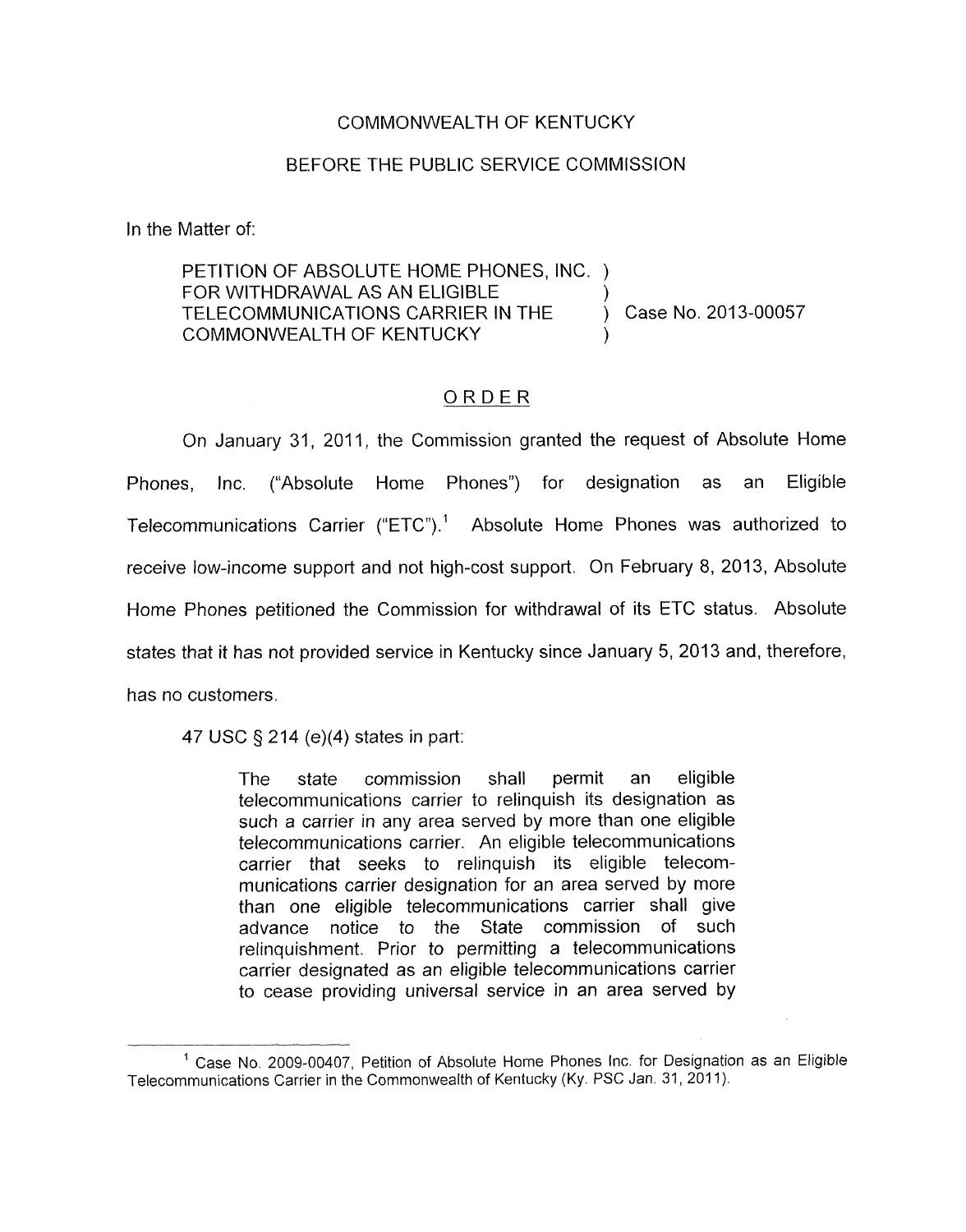COMMONWEALTH OF KENTUCKY

BEFORE THE PUBLIC SERVICE COMMISSION

In the Matter of:

| | | |
|---|---|---|
| PETITION OF ABSOLUTE HOME PHONES, INC. FOR WITHDRAWAL AS AN ELIGIBLE TELECOMMUNICATIONS CARRIER IN THE COMMONWEALTH OF KENTUCKY | ) ) ) ) | Case No. 2013-00057 |

## ORDER

On January 31, 2011, the Commission granted the request of Absolute Home Phones, Inc. ("Absolute Home Phones") for designation as an Eligible Telecommunications Carrier ("ETC").[1] Absolute Home Phones was authorized to receive low-income support and not high-cost support. On February 8, 2013, Absolute Home Phones petitioned the Commission for withdrawal of its ETC status. Absolute states that it has not provided service in Kentucky since January 5, 2013 and, therefore, has no customers.

47 USC § 214 (e)(4) states in part:

> The state commission shall permit an eligible telecommunications carrier to relinquish its designation as such a carrier in any area served by more than one eligible telecommunications carrier. An eligible telecommunications carrier that seeks to relinquish its eligible telecommunications carrier designation for an area served by more than one eligible telecommunications carrier shall give advance notice to the State commission of such relinquishment. Prior to permitting a telecommunications carrier designated as an eligible telecommunications carrier to cease providing universal service in an area served by

[1] Case No. 2009-00407, Petition of Absolute Home Phones Inc. for Designation as an Eligible Telecommunications Carrier in the Commonwealth of Kentucky (Ky. PSC Jan. 31, 2011).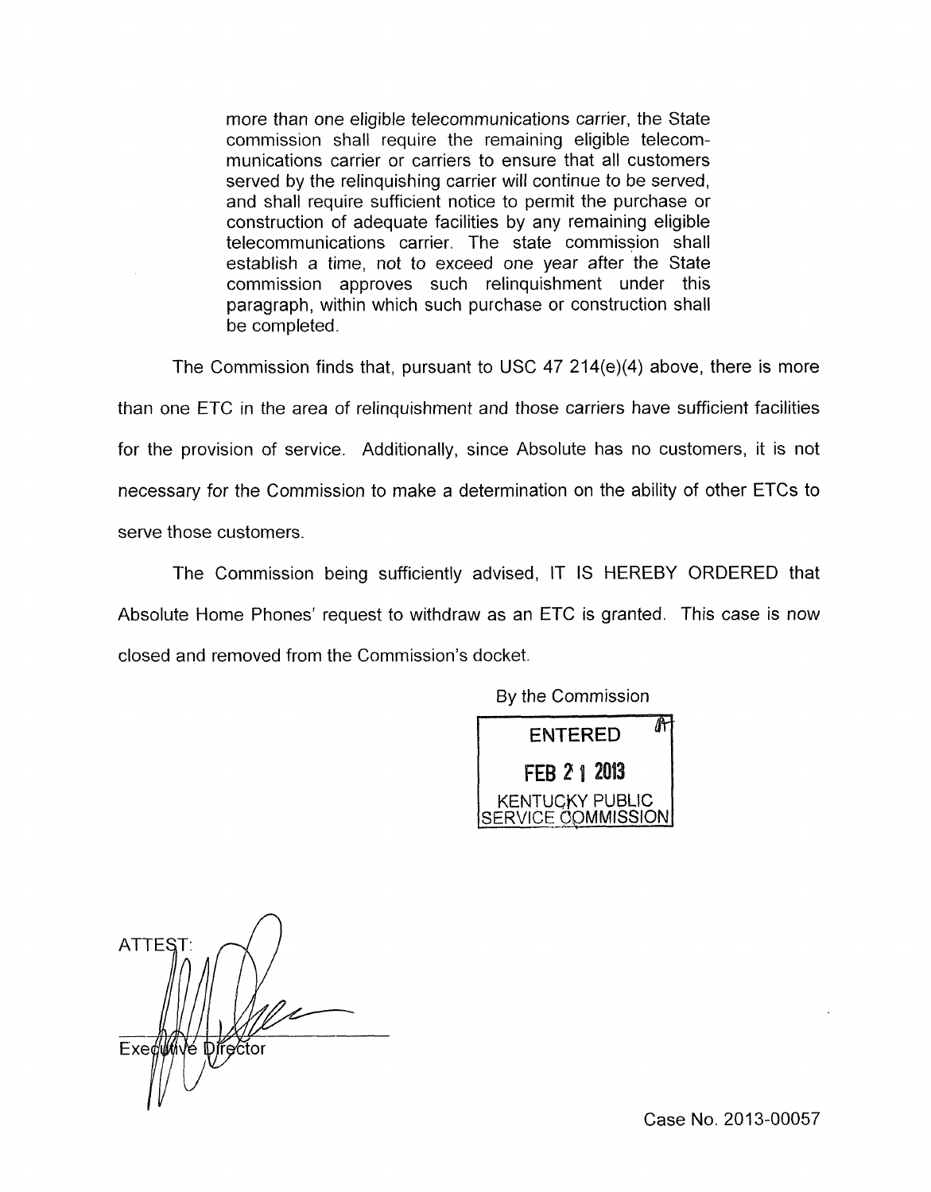> more than one eligible telecommunications carrier, the State commission shall require the remaining eligible telecommunications carrier or carriers to ensure that all customers served by the relinquishing carrier will continue to be served, and shall require sufficient notice to permit the purchase or construction of adequate facilities by any remaining eligible telecommunications carrier. The state commission shall establish a time, not to exceed one year after the State commission approves such relinquishment under this paragraph, within which such purchase or construction shall be completed.

The Commission finds that, pursuant to USC 47 214(e)(4) above, there is more than one ETC in the area of relinquishment and those carriers have sufficient facilities for the provision of service. Additionally, since Absolute has no customers, it is not necessary for the Commission to make a determination on the ability of other ETCs to serve those customers.

The Commission being sufficiently advised, IT IS HEREBY ORDERED that Absolute Home Phones' request to withdraw as an ETC is granted. This case is now closed and removed from the Commission's docket.

By the Commission

ENTERED
FEB 21 2013
KENTUCKY PUBLIC SERVICE COMMISSION

ATTEST:

Executive Director

Case No. 2013-00057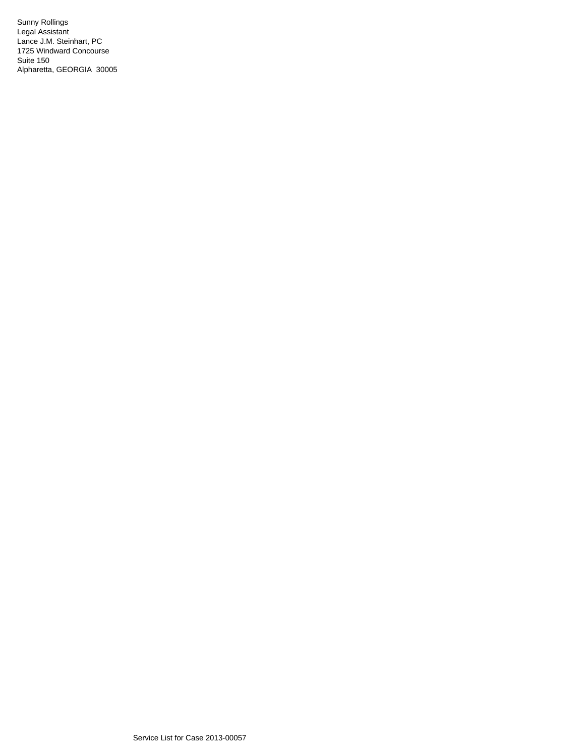Sunny Rollings
Legal Assistant
Lance J.M. Steinhart, PC
1725 Windward Concourse
Suite 150
Alpharetta, GEORGIA 30005